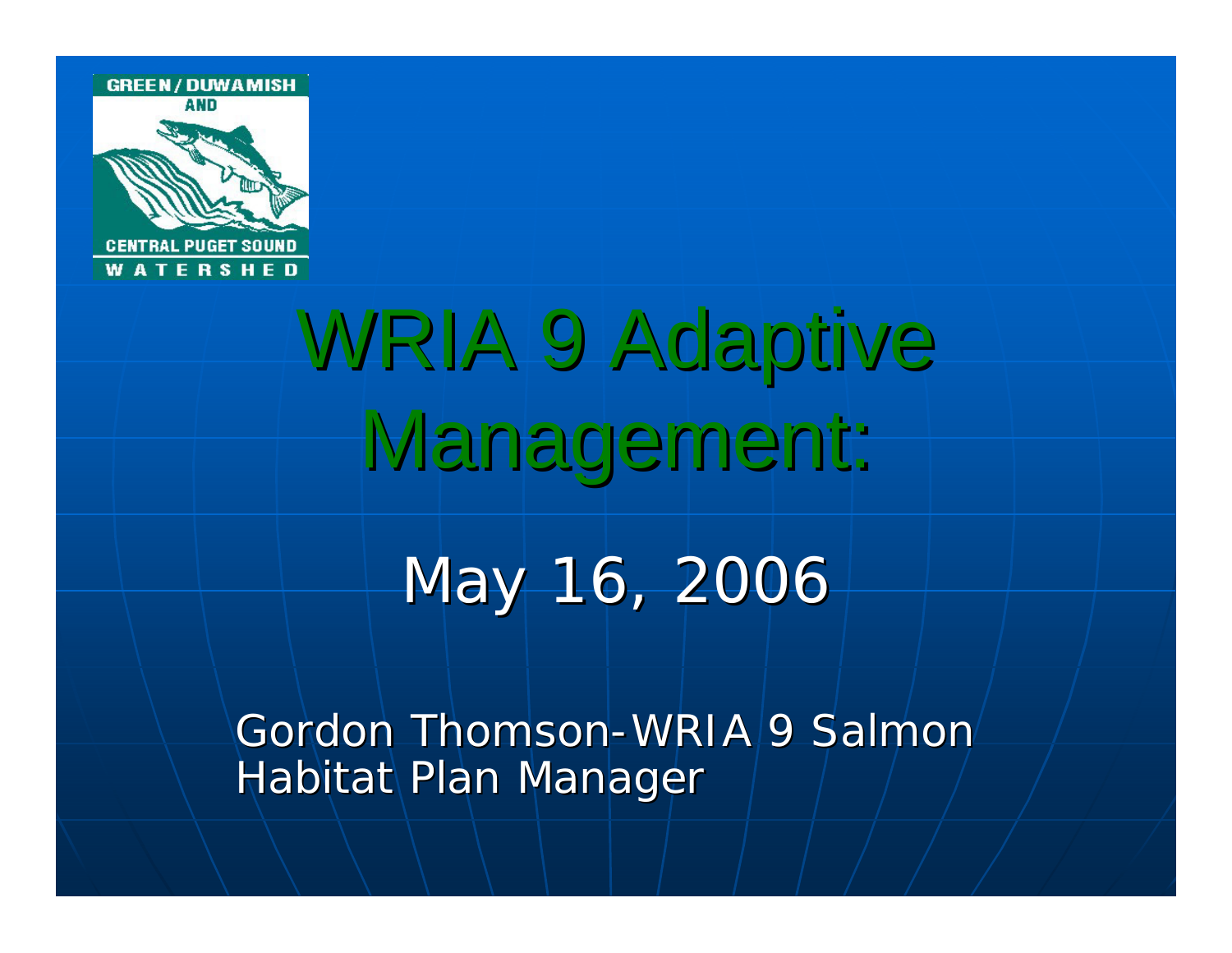GREEN / DUWAMISH AND CENTRAL PUGET SOUND WATERSHED

# WRIA 9 Adaptive Management:

## May 16, 2006

Gordon Thomson-WRIA 9 Salmon Habitat Plan Manager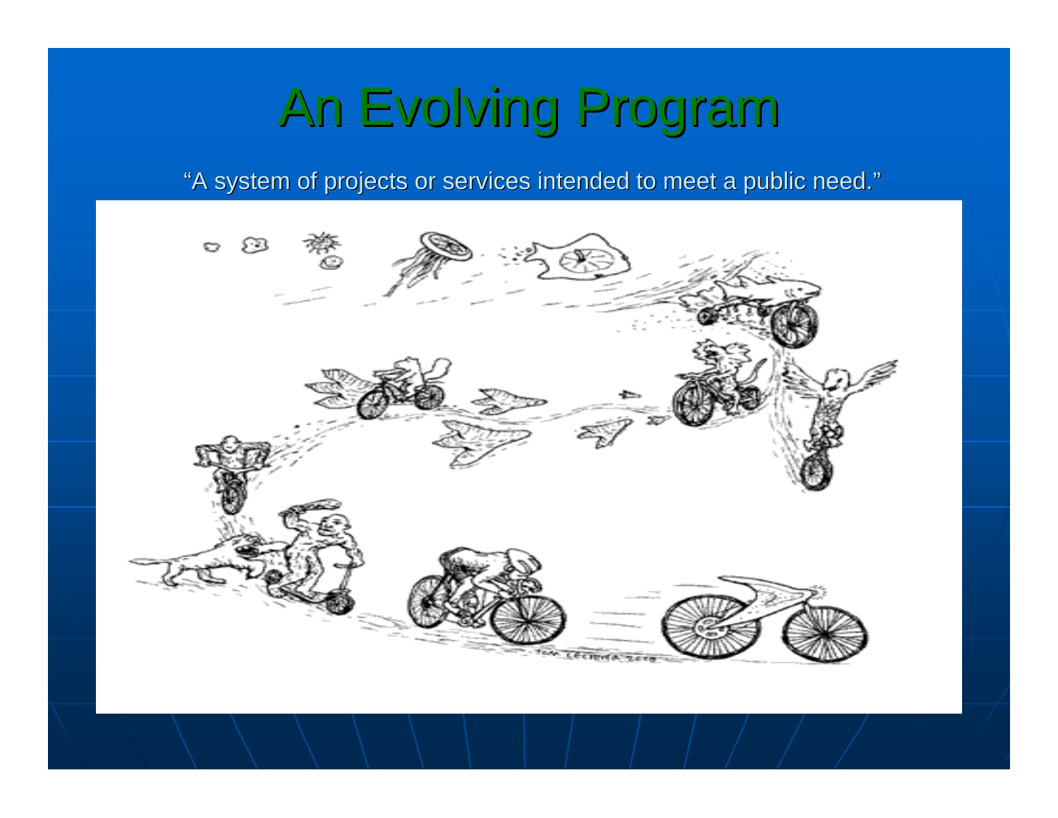# An Evolving Program

"A system of projects or services intended to meet a public need."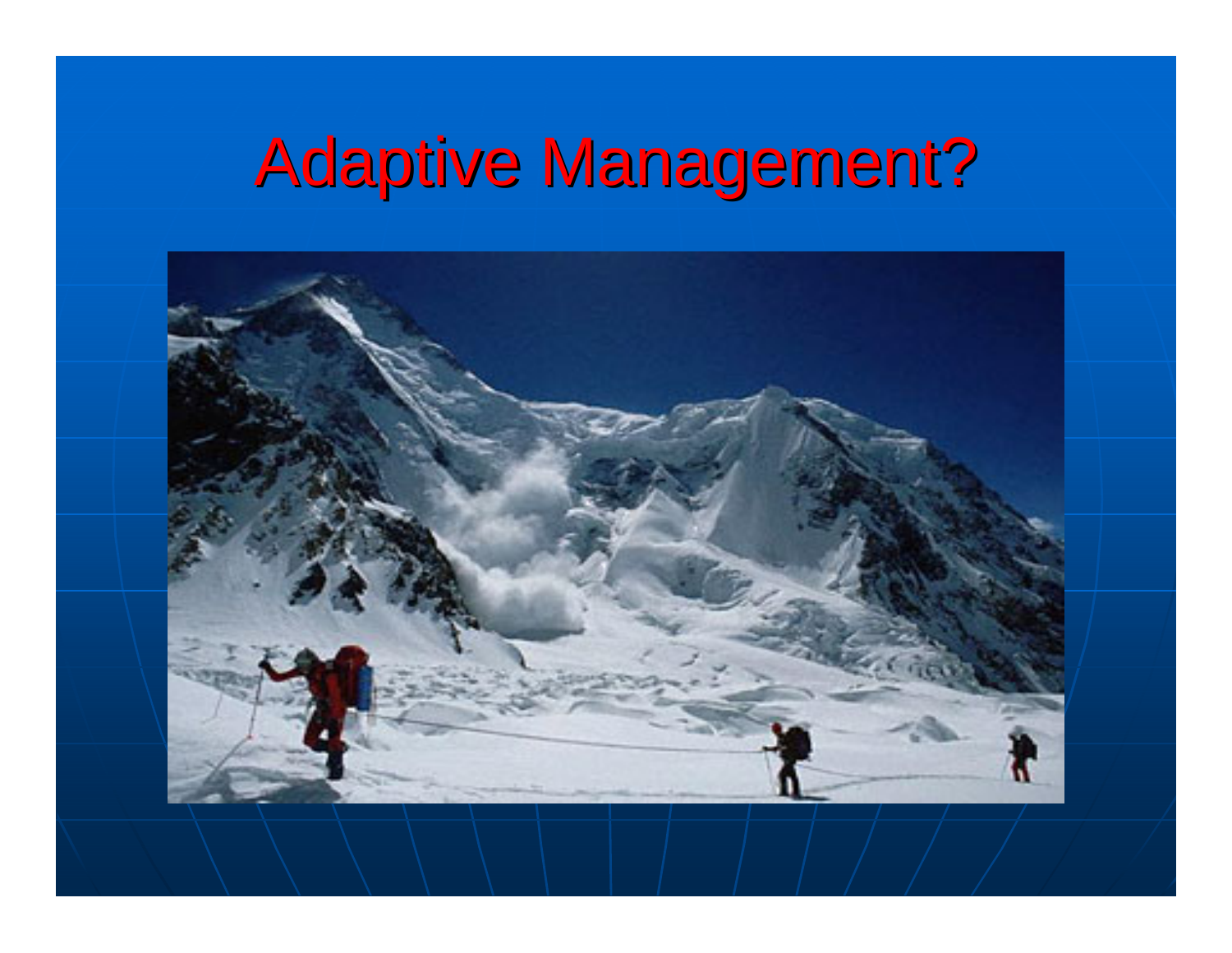# Adaptive Management?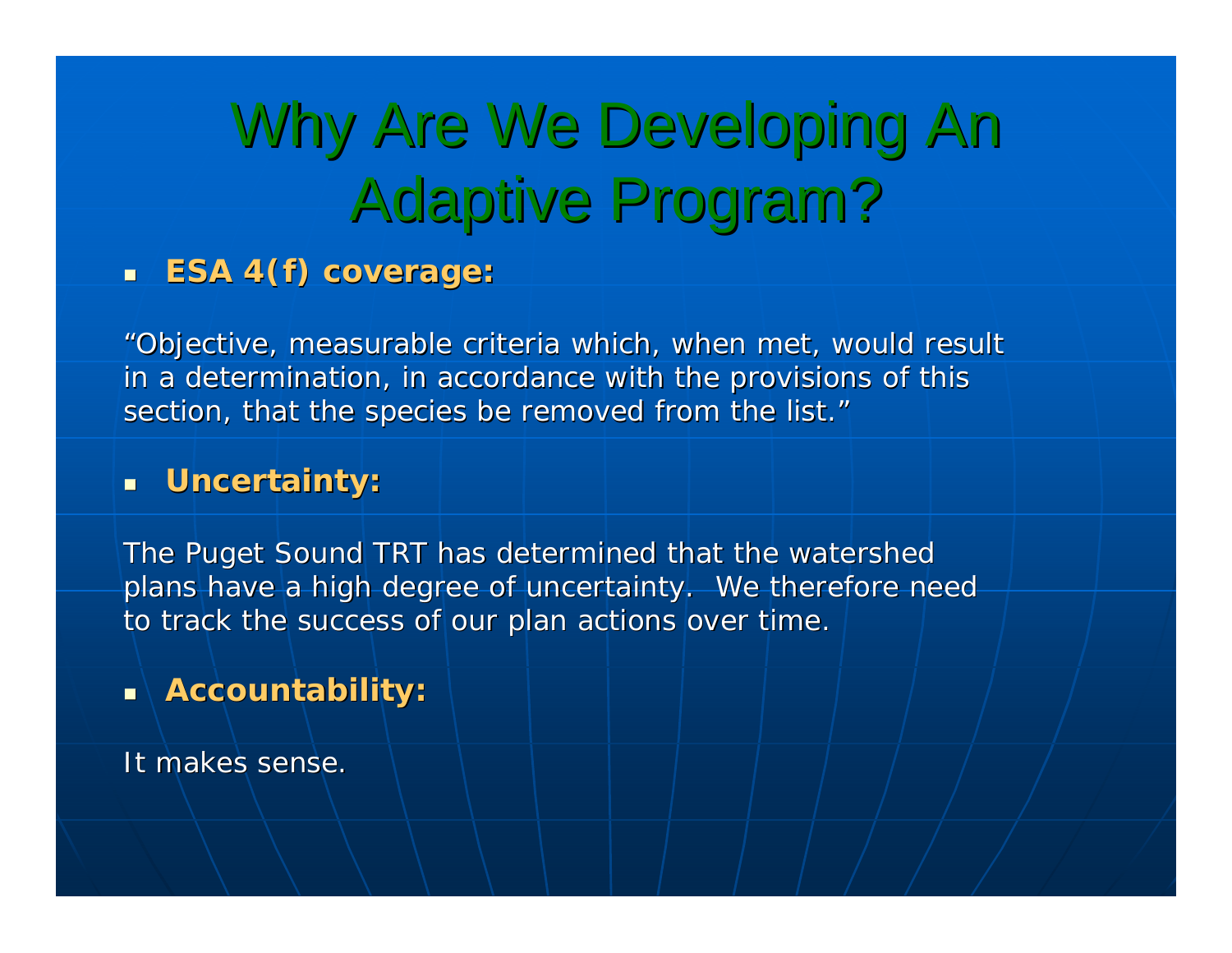# Why Are We Developing An Adaptive Program?

- **ESA 4(f) coverage:**

"Objective, measurable criteria which, when met, would result in a determination, in accordance with the provisions of this section, that the species be removed from the list."

- **Uncertainty:**

The Puget Sound TRT has determined that the watershed plans have a high degree of uncertainty. We therefore need to track the success of our plan actions over time.

- **Accountability:**

It makes sense.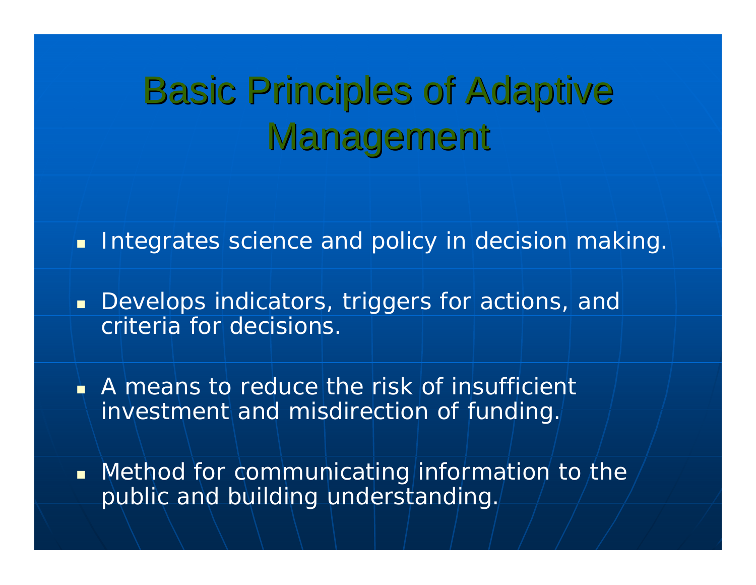# Basic Principles of Adaptive Management

- Integrates science and policy in decision making.
- Develops indicators, triggers for actions, and criteria for decisions.
- A means to reduce the risk of insufficient investment and misdirection of funding.
- Method for communicating information to the public and building understanding.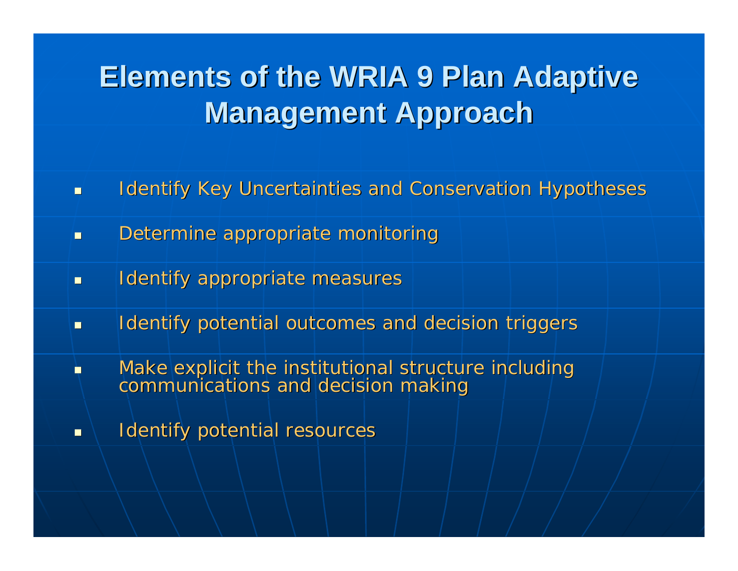# Elements of the WRIA 9 Plan Adaptive Management Approach

- Identify Key Uncertainties and Conservation Hypotheses
- Determine appropriate monitoring
- Identify appropriate measures
- Identify potential outcomes and decision triggers
- Make explicit the institutional structure including communications and decision making
- Identify potential resources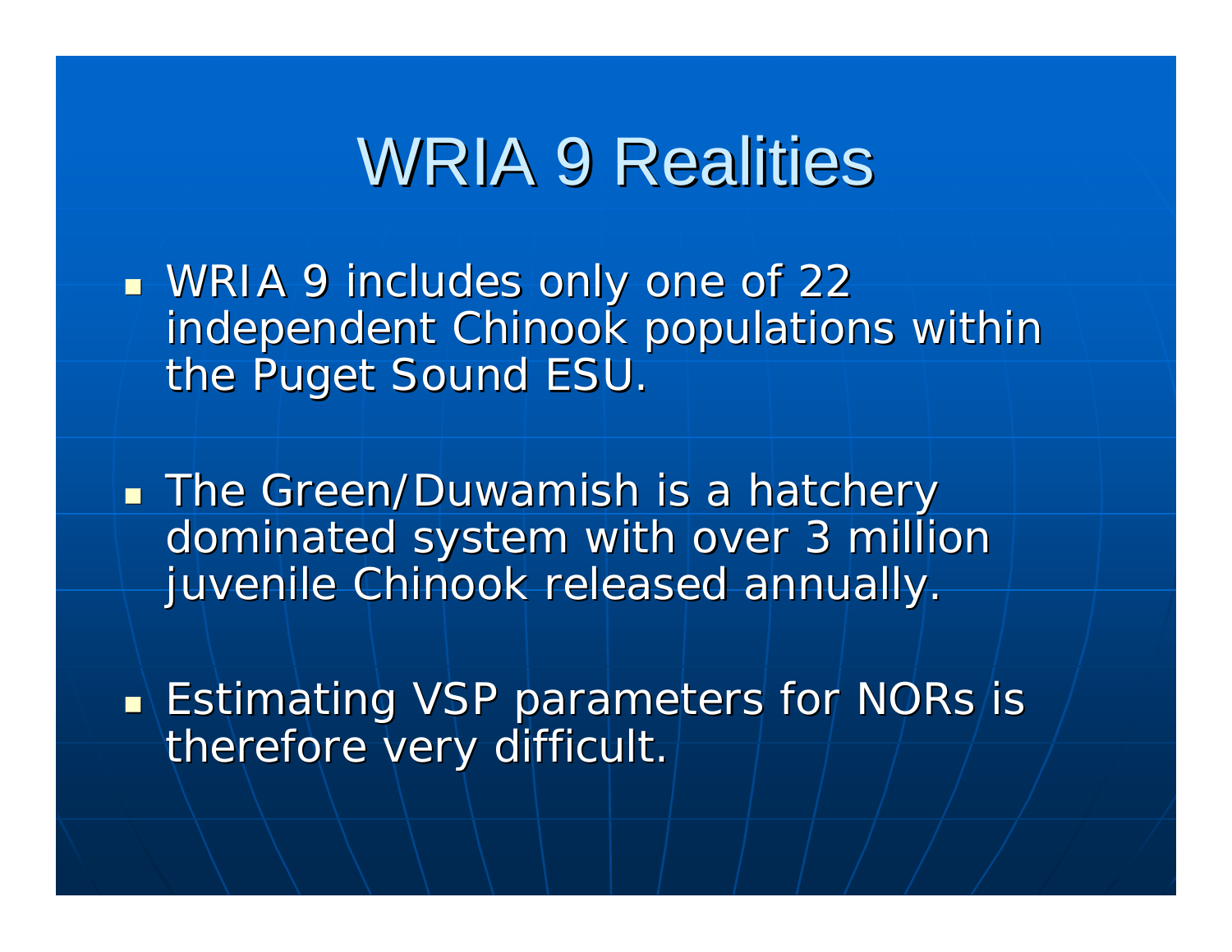# WRIA 9 Realities

- WRIA 9 includes only one of 22 independent Chinook populations within the Puget Sound ESU.

- The Green/Duwamish is a hatchery dominated system with over 3 million juvenile Chinook released annually.

- Estimating VSP parameters for NORs is therefore very difficult.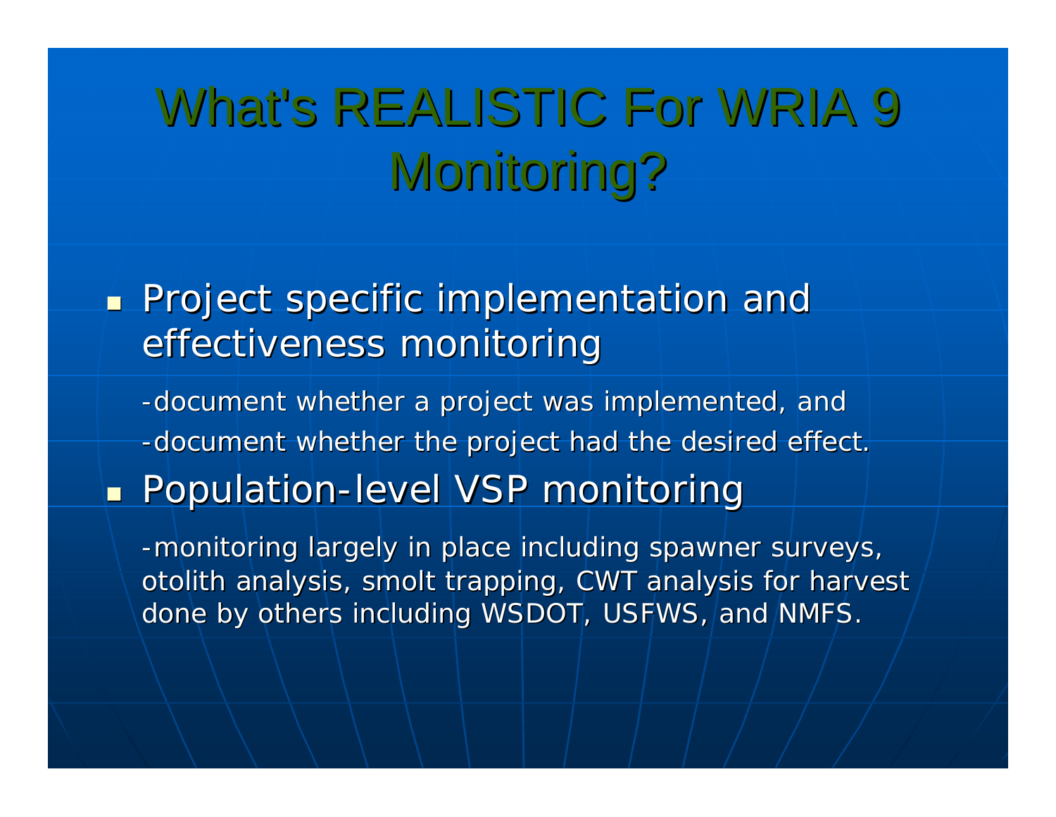# What's REALISTIC For WRIA 9 Monitoring?

- Project specific implementation and effectiveness monitoring

  -document whether a project was implemented, and

  -document whether the project had the desired effect.

- Population-level VSP monitoring

  -monitoring largely in place including spawner surveys, otolith analysis, smolt trapping, CWT analysis for harvest done by others including WSDOT, USFWS, and NMFS.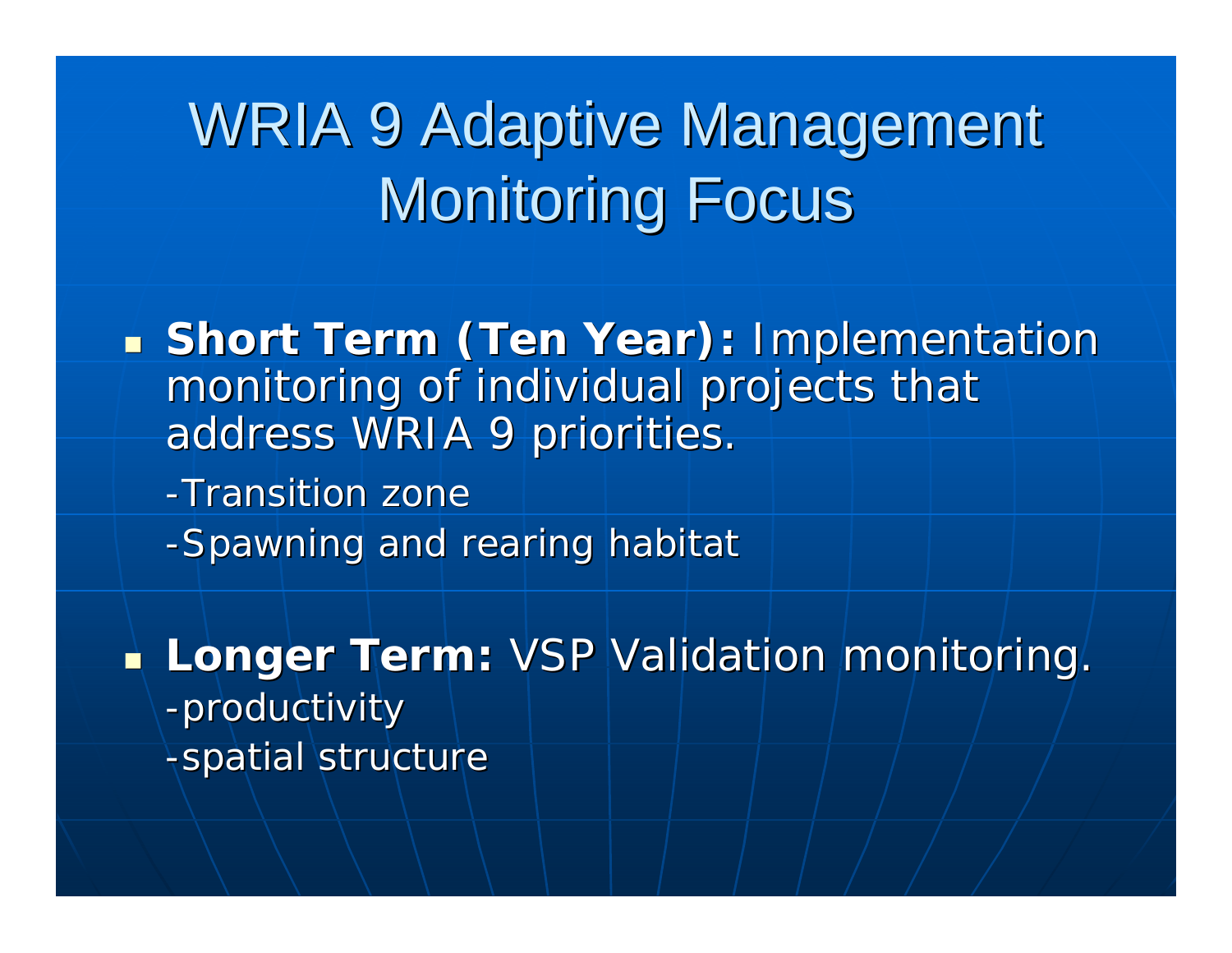# WRIA 9 Adaptive Management Monitoring Focus

- **Short Term (Ten Year):** Implementation monitoring of individual projects that address WRIA 9 priorities.

  -Transition zone

  -Spawning and rearing habitat

- **Longer Term:** VSP Validation monitoring.
  -productivity
  -spatial structure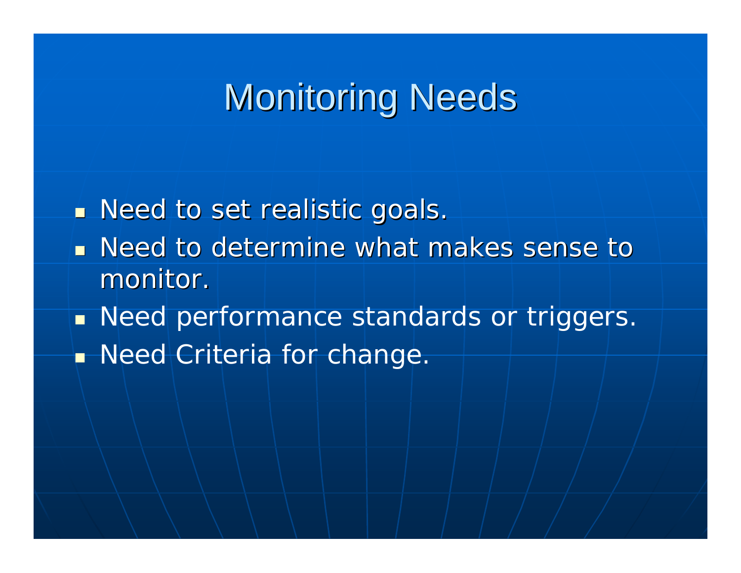# Monitoring Needs

- Need to set realistic goals.
- Need to determine what makes sense to monitor.
- Need performance standards or triggers.
- Need Criteria for change.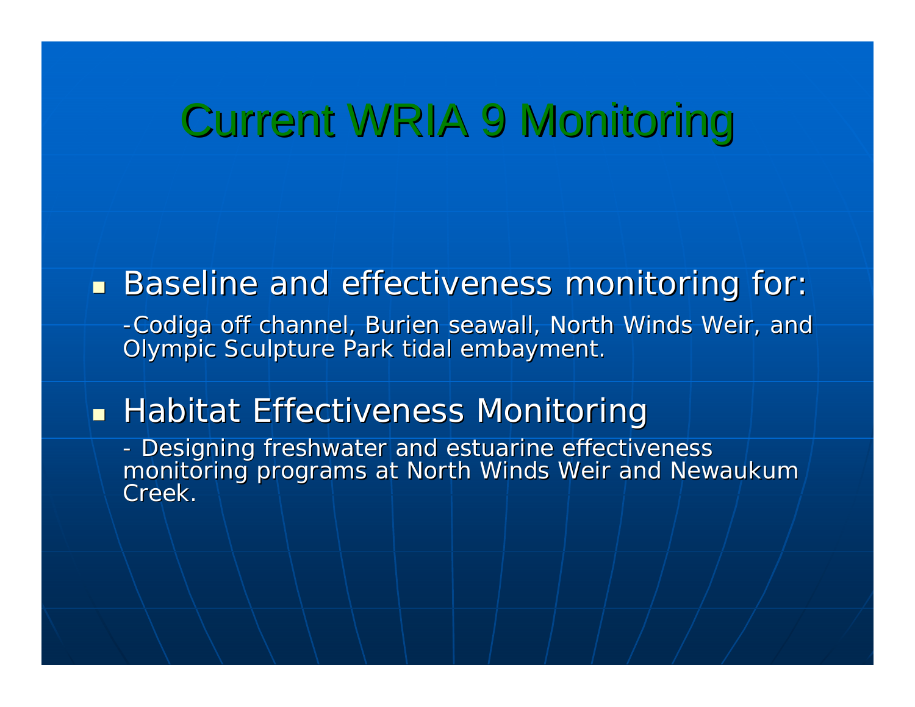# Current WRIA 9 Monitoring

- Baseline and effectiveness monitoring for:

  -Codiga off channel, Burien seawall, North Winds Weir, and Olympic Sculpture Park tidal embayment.

- Habitat Effectiveness Monitoring

  - Designing freshwater and estuarine effectiveness monitoring programs at North Winds Weir and Newaukum Creek.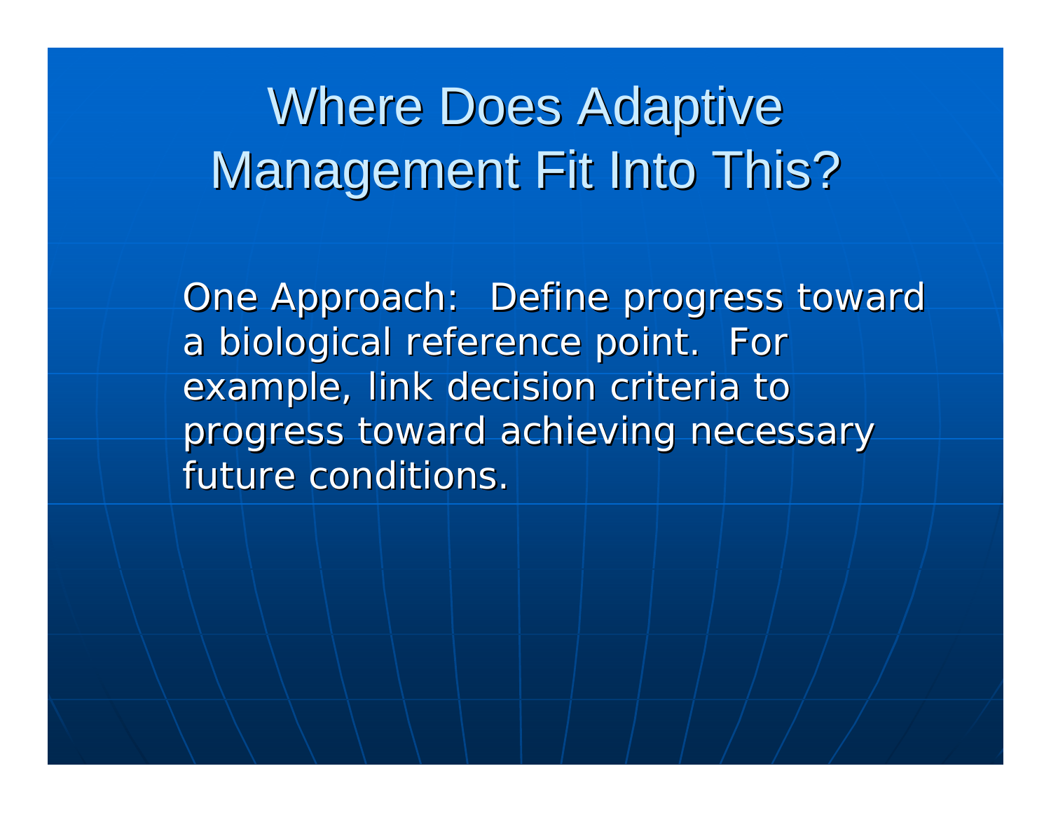# Where Does Adaptive Management Fit Into This?

One Approach: Define progress toward a biological reference point. For example, link decision criteria to progress toward achieving necessary future conditions.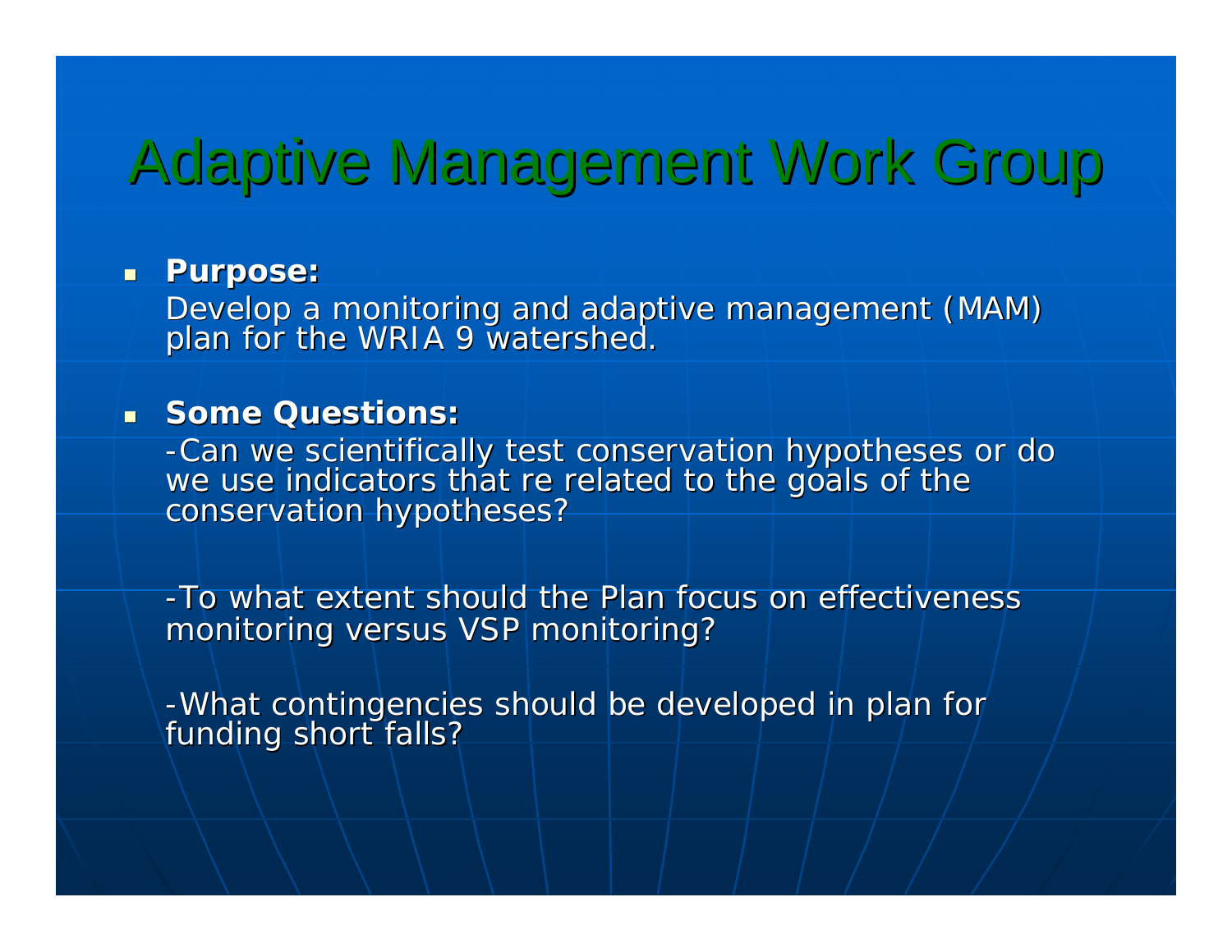# Adaptive Management Work Group

- **Purpose:**

  Develop a monitoring and adaptive management (MAM) plan for the WRIA 9 watershed.

- **Some Questions:**

  -Can we scientifically test conservation hypotheses or do we use indicators that re related to the goals of the conservation hypotheses?

  -To what extent should the Plan focus on effectiveness monitoring versus VSP monitoring?

  -What contingencies should be developed in plan for funding short falls?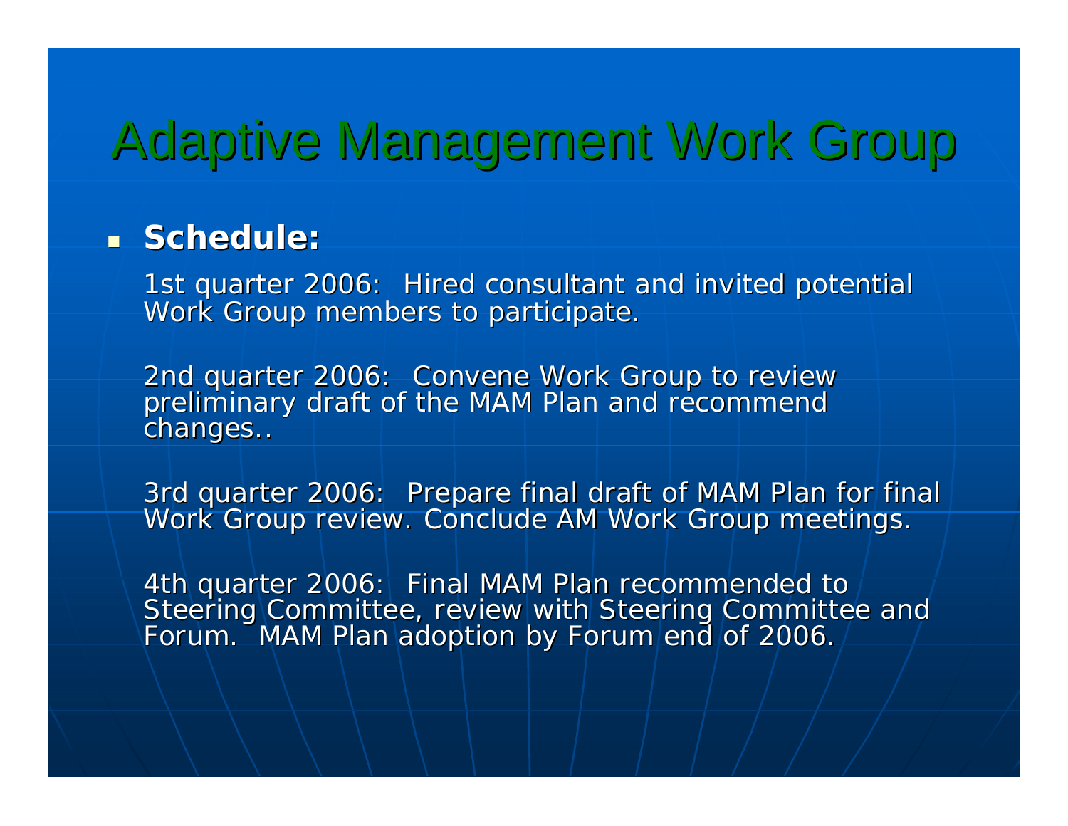# Adaptive Management Work Group

- **Schedule:**

  1st quarter 2006: Hired consultant and invited potential Work Group members to participate.

  2nd quarter 2006: Convene Work Group to review preliminary draft of the MAM Plan and recommend changes..

  3rd quarter 2006: Prepare final draft of MAM Plan for final Work Group review. Conclude AM Work Group meetings.

  4th quarter 2006: Final MAM Plan recommended to Steering Committee, review with Steering Committee and Forum. MAM Plan adoption by Forum end of 2006.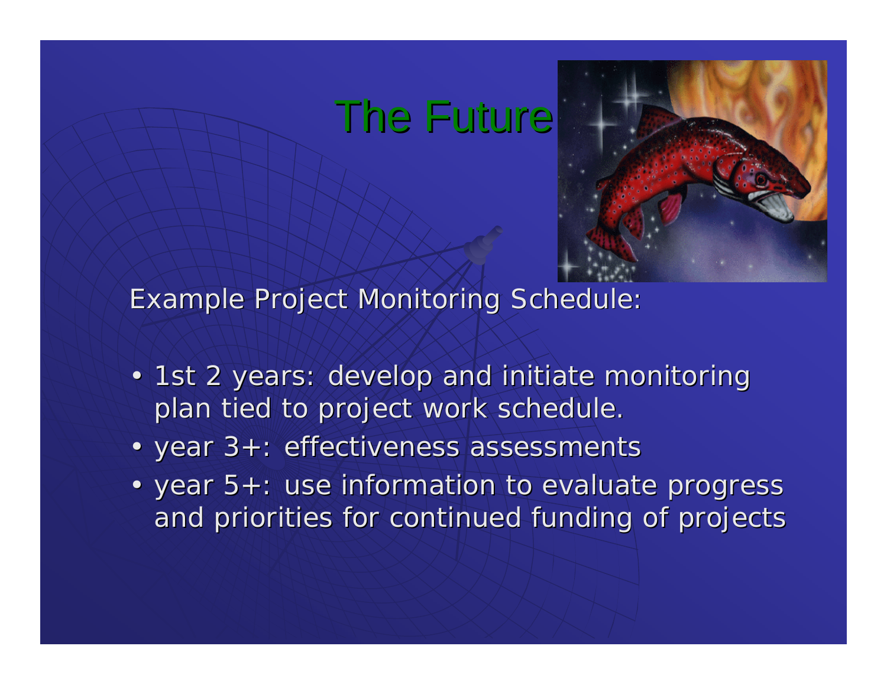# The Future

Example Project Monitoring Schedule:

- 1st 2 years: develop and initiate monitoring plan tied to project work schedule.
- year 3+: effectiveness assessments
- year 5+: use information to evaluate progress and priorities for continued funding of projects